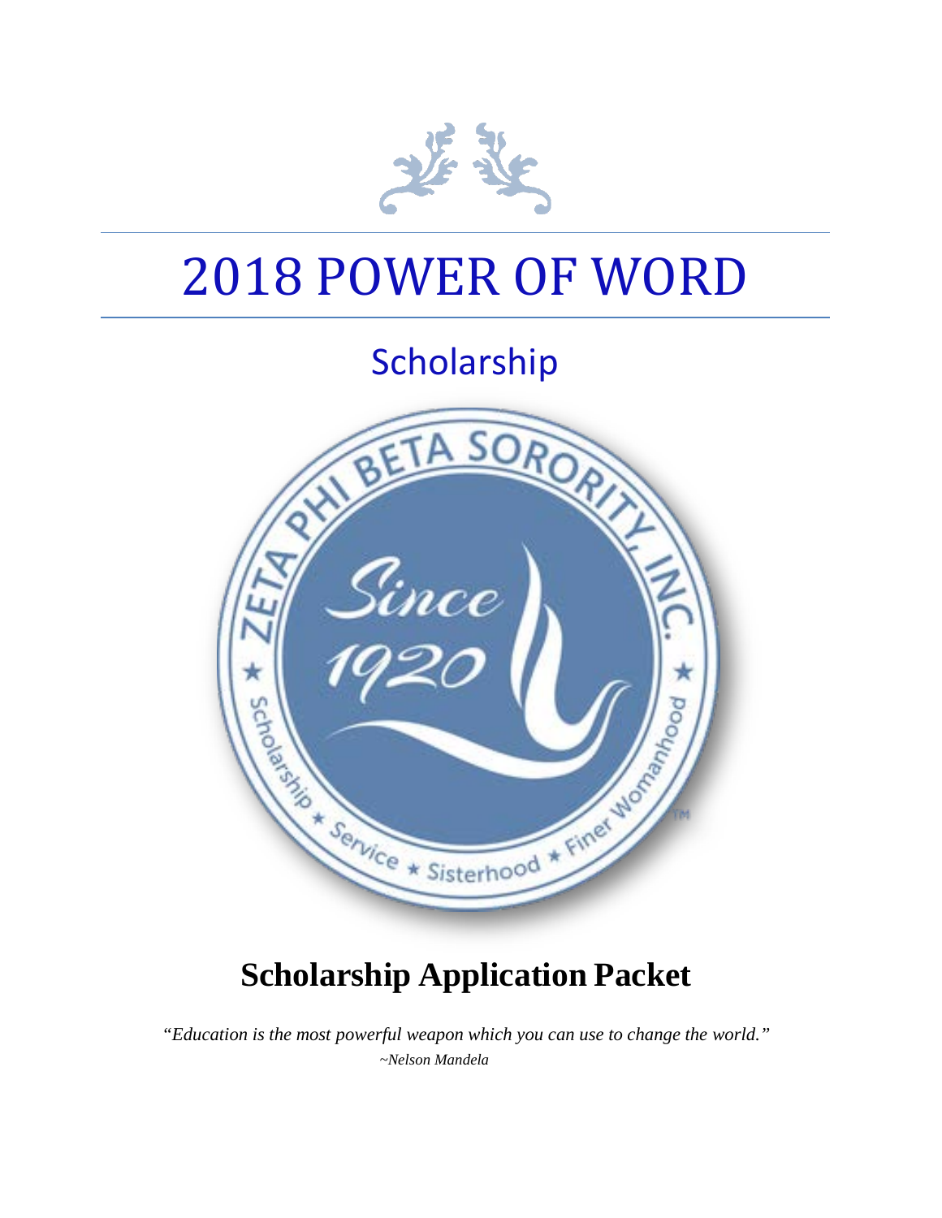# 2018 POWER OF WORD

## Scholarship

## Scholarship Application Packet

*"Education is the most powerful weapon which you can use to change the world."*
*~Nelson Mandela*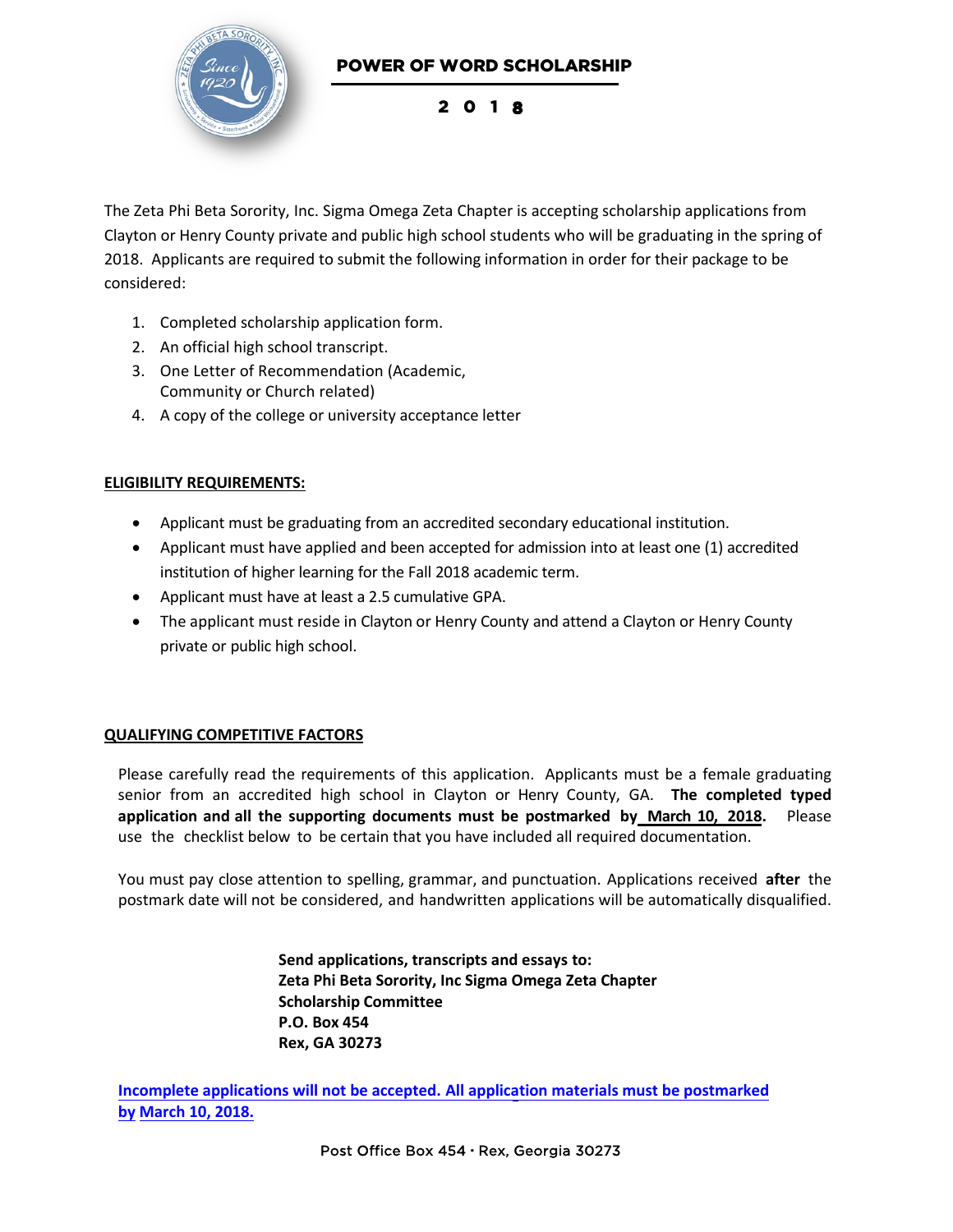# POWER OF WORD SCHOLARSHIP

## 2018

The Zeta Phi Beta Sorority, Inc. Sigma Omega Zeta Chapter is accepting scholarship applications from Clayton or Henry County private and public high school students who will be graduating in the spring of 2018. Applicants are required to submit the following information in order for their package to be considered:

1. Completed scholarship application form.
2. An official high school transcript.
3. One Letter of Recommendation (Academic, Community or Church related)
4. A copy of the college or university acceptance letter

**ELIGIBILITY REQUIREMENTS:**

- Applicant must be graduating from an accredited secondary educational institution.
- Applicant must have applied and been accepted for admission into at least one (1) accredited institution of higher learning for the Fall 2018 academic term.
- Applicant must have at least a 2.5 cumulative GPA.
- The applicant must reside in Clayton or Henry County and attend a Clayton or Henry County private or public high school.

**QUALIFYING COMPETITIVE FACTORS**

Please carefully read the requirements of this application. Applicants must be a female graduating senior from an accredited high school in Clayton or Henry County, GA. **The completed typed application and all the supporting documents must be postmarked by March 10, 2018.** Please use the checklist below to be certain that you have included all required documentation.

You must pay close attention to spelling, grammar, and punctuation. Applications received **after** the postmark date will not be considered, and handwritten applications will be automatically disqualified.

**Send applications, transcripts and essays to:**
**Zeta Phi Beta Sorority, Inc Sigma Omega Zeta Chapter**
**Scholarship Committee**
**P.O. Box 454**
**Rex, GA 30273**

**Incomplete applications will not be accepted. All application materials must be postmarked by March 10, 2018.**

Post Office Box 454 · Rex, Georgia 30273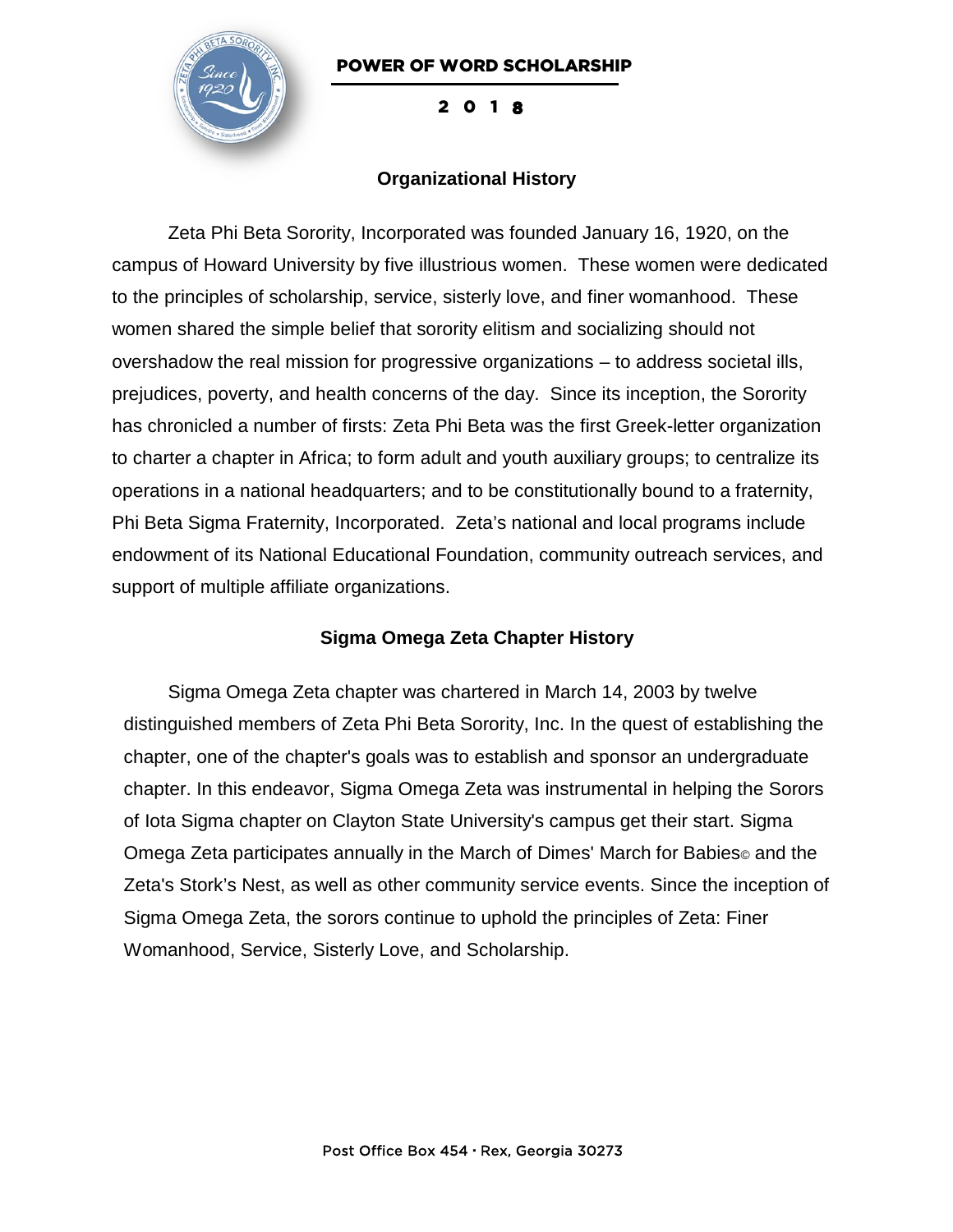**POWER OF WORD SCHOLARSHIP**

**2 0 1 8**

## Organizational History

Zeta Phi Beta Sorority, Incorporated was founded January 16, 1920, on the campus of Howard University by five illustrious women. These women were dedicated to the principles of scholarship, service, sisterly love, and finer womanhood. These women shared the simple belief that sorority elitism and socializing should not overshadow the real mission for progressive organizations – to address societal ills, prejudices, poverty, and health concerns of the day. Since its inception, the Sorority has chronicled a number of firsts: Zeta Phi Beta was the first Greek-letter organization to charter a chapter in Africa; to form adult and youth auxiliary groups; to centralize its operations in a national headquarters; and to be constitutionally bound to a fraternity, Phi Beta Sigma Fraternity, Incorporated. Zeta's national and local programs include endowment of its National Educational Foundation, community outreach services, and support of multiple affiliate organizations.

## Sigma Omega Zeta Chapter History

Sigma Omega Zeta chapter was chartered in March 14, 2003 by twelve distinguished members of Zeta Phi Beta Sorority, Inc. In the quest of establishing the chapter, one of the chapter's goals was to establish and sponsor an undergraduate chapter. In this endeavor, Sigma Omega Zeta was instrumental in helping the Sorors of Iota Sigma chapter on Clayton State University's campus get their start. Sigma Omega Zeta participates annually in the March of Dimes' March for Babies© and the Zeta's Stork's Nest, as well as other community service events. Since the inception of Sigma Omega Zeta, the sorors continue to uphold the principles of Zeta: Finer Womanhood, Service, Sisterly Love, and Scholarship.

Post Office Box 454 · Rex, Georgia 30273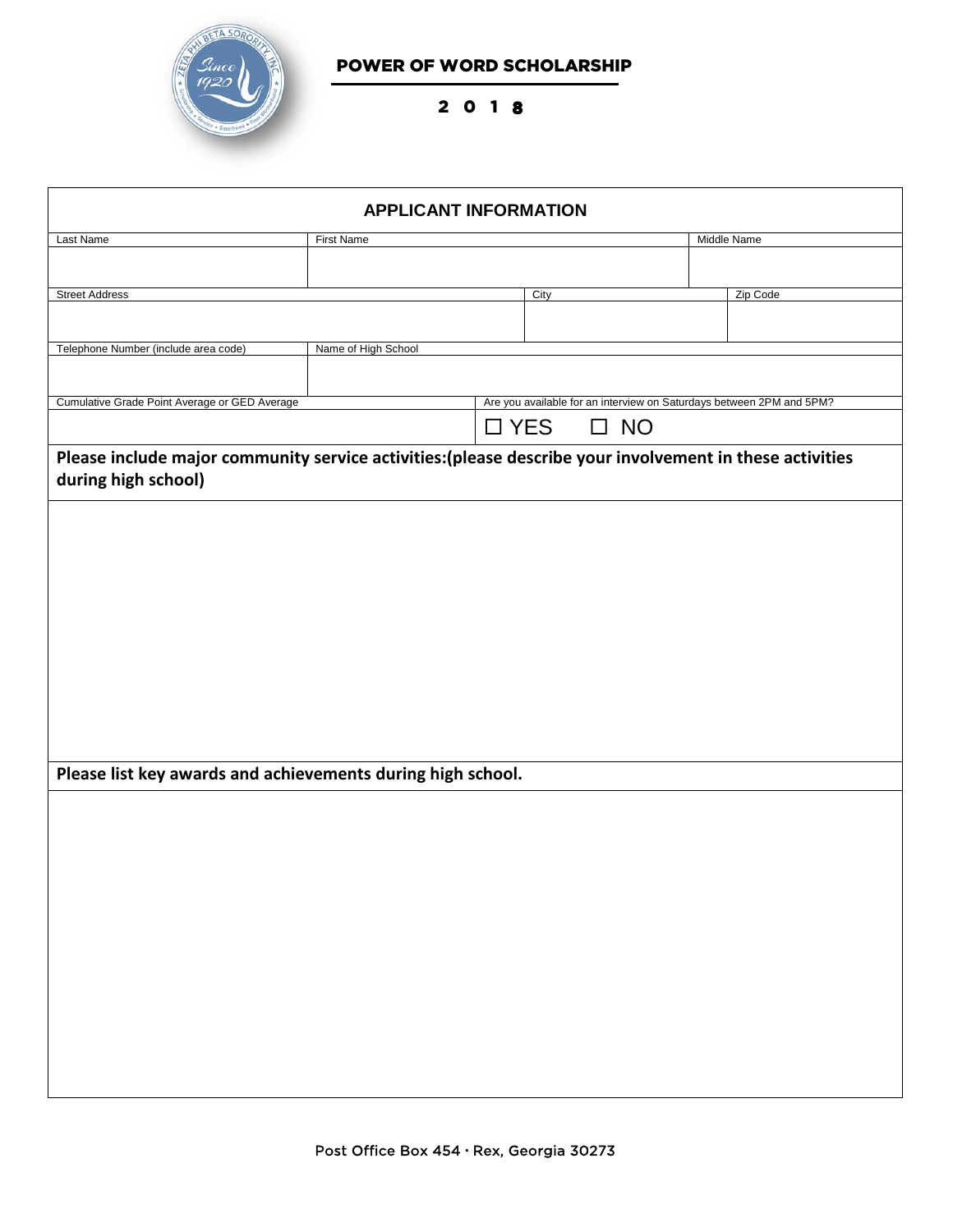# POWER OF WORD SCHOLARSHIP

## 2018

### APPLICANT INFORMATION

| Last Name | First Name | Middle Name |
|---|---|---|
| | | |

| Street Address | City | Zip Code |
|---|---|---|
| | | |

| Telephone Number (include area code) | Name of High School |
|---|---|
| | |

| Cumulative Grade Point Average or GED Average | Are you available for an interview on Saturdays between 2PM and 5PM? |
|---|---|
| | ☐ YES ☐ NO |

**Please include major community service activities:(please describe your involvement in these activities during high school)**

**Please list key awards and achievements during high school.**

Post Office Box 454 · Rex, Georgia 30273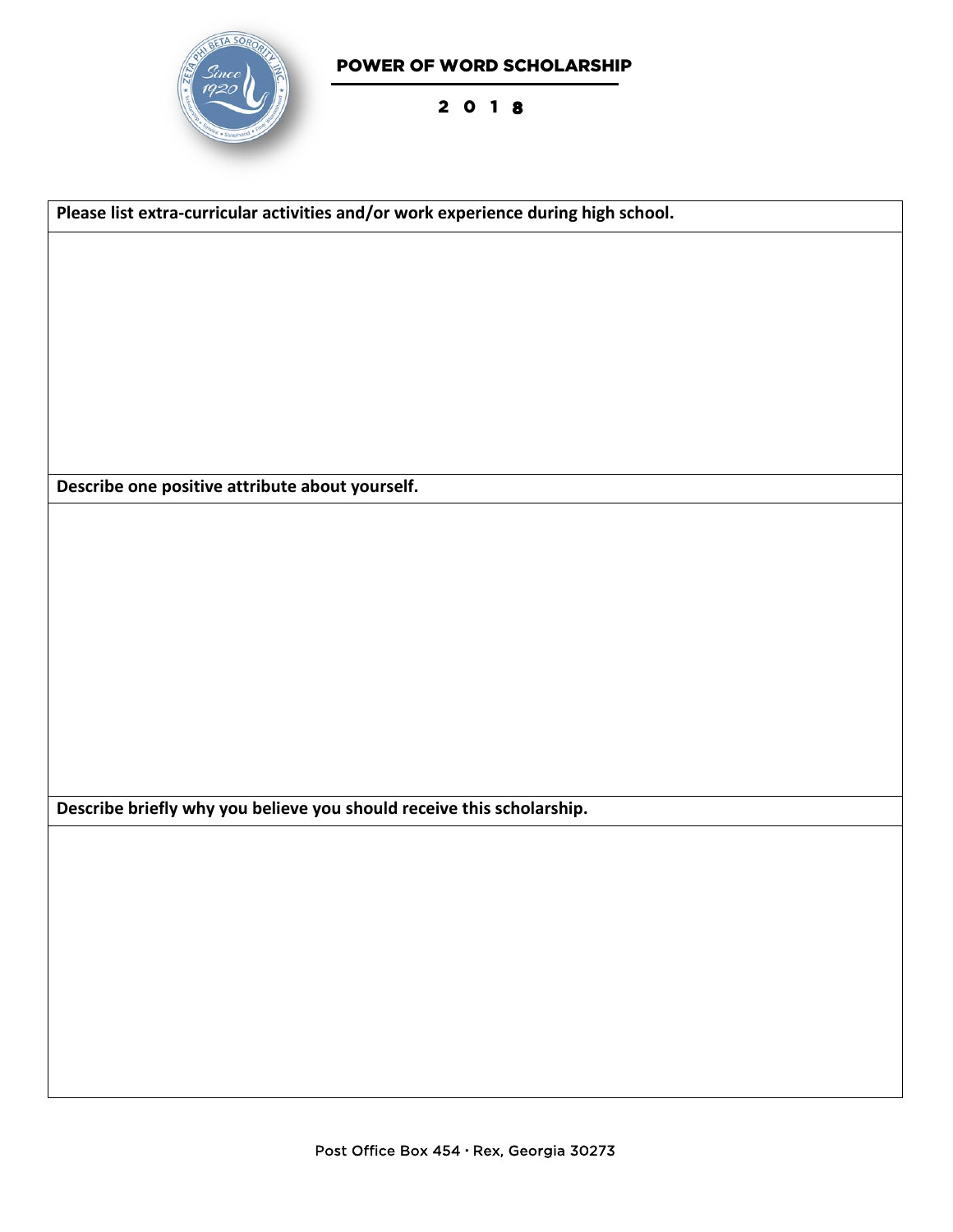# POWER OF WORD SCHOLARSHIP

**2018**

| Please list extra-curricular activities and/or work experience during high school. |
| --- |
| |

| Describe one positive attribute about yourself. |
| --- |
| |

| Describe briefly why you believe you should receive this scholarship. |
| --- |
| |

Post Office Box 454 · Rex, Georgia 30273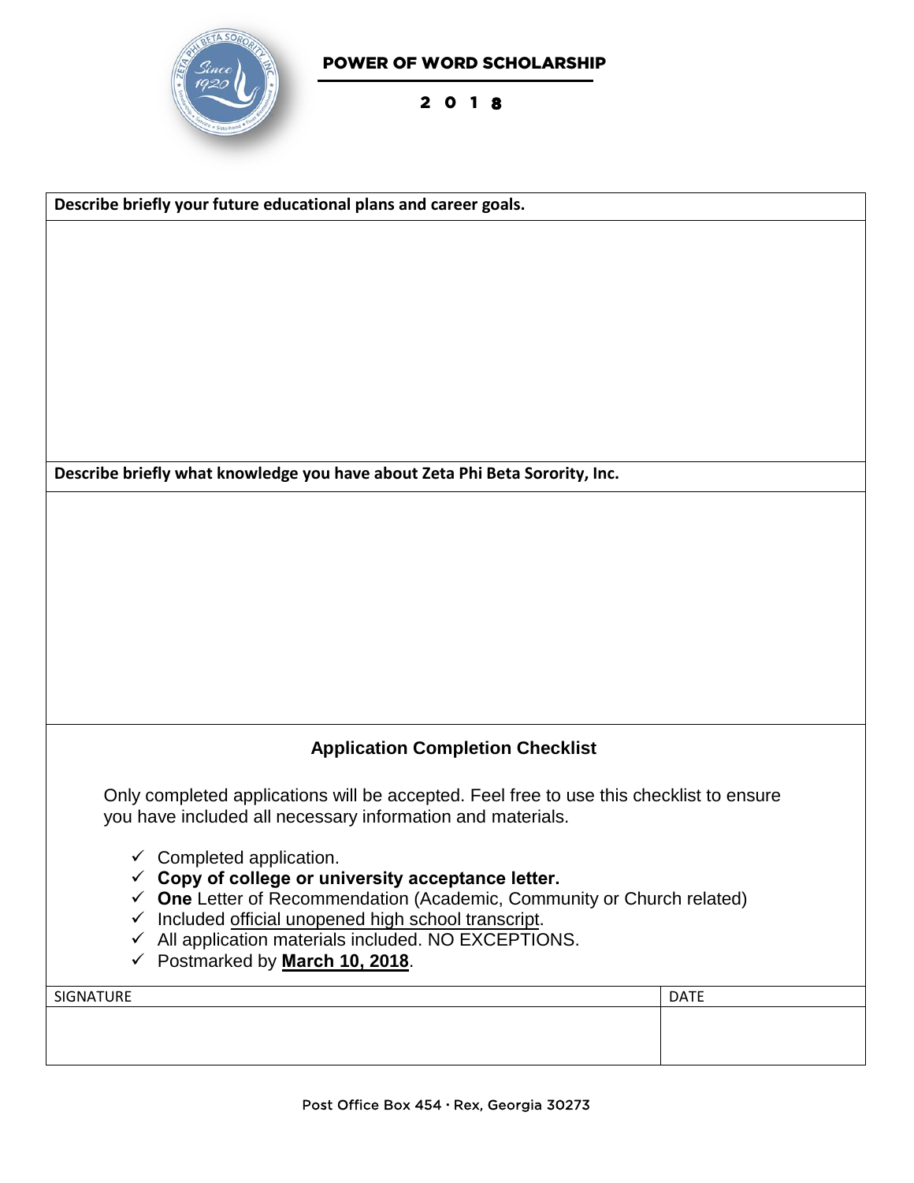POWER OF WORD SCHOLARSHIP

2018

**Describe briefly your future educational plans and career goals.**

**Describe briefly what knowledge you have about Zeta Phi Beta Sorority, Inc.**

### Application Completion Checklist

Only completed applications will be accepted. Feel free to use this checklist to ensure you have included all necessary information and materials.

- ✓ Completed application.
- ✓ **Copy of college or university acceptance letter.**
- ✓ **One** Letter of Recommendation (Academic, Community or Church related)
- ✓ Included official unopened high school transcript.
- ✓ All application materials included. NO EXCEPTIONS.
- ✓ Postmarked by **March 10, 2018**.

| SIGNATURE | DATE |
| --- | --- |
| | |

Post Office Box 454 · Rex, Georgia 30273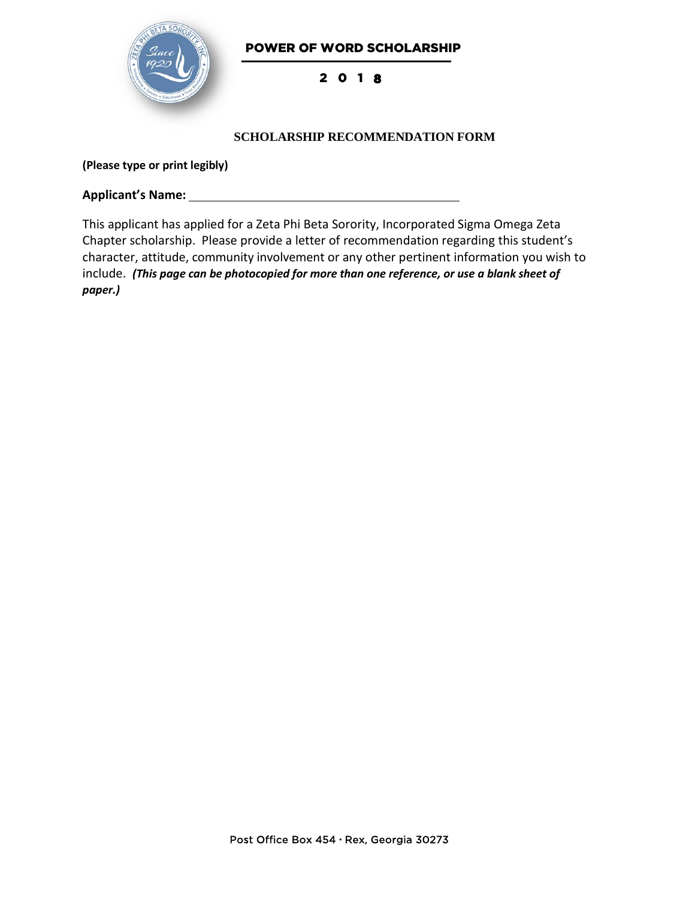# POWER OF WORD SCHOLARSHIP

**2 0 1 8**

## SCHOLARSHIP RECOMMENDATION FORM

**(Please type or print legibly)**

**Applicant's Name:** ________________________________________

This applicant has applied for a Zeta Phi Beta Sorority, Incorporated Sigma Omega Zeta Chapter scholarship. Please provide a letter of recommendation regarding this student's character, attitude, community involvement or any other pertinent information you wish to include. ***(This page can be photocopied for more than one reference, or use a blank sheet of paper.)***

Post Office Box 454 · Rex, Georgia 30273